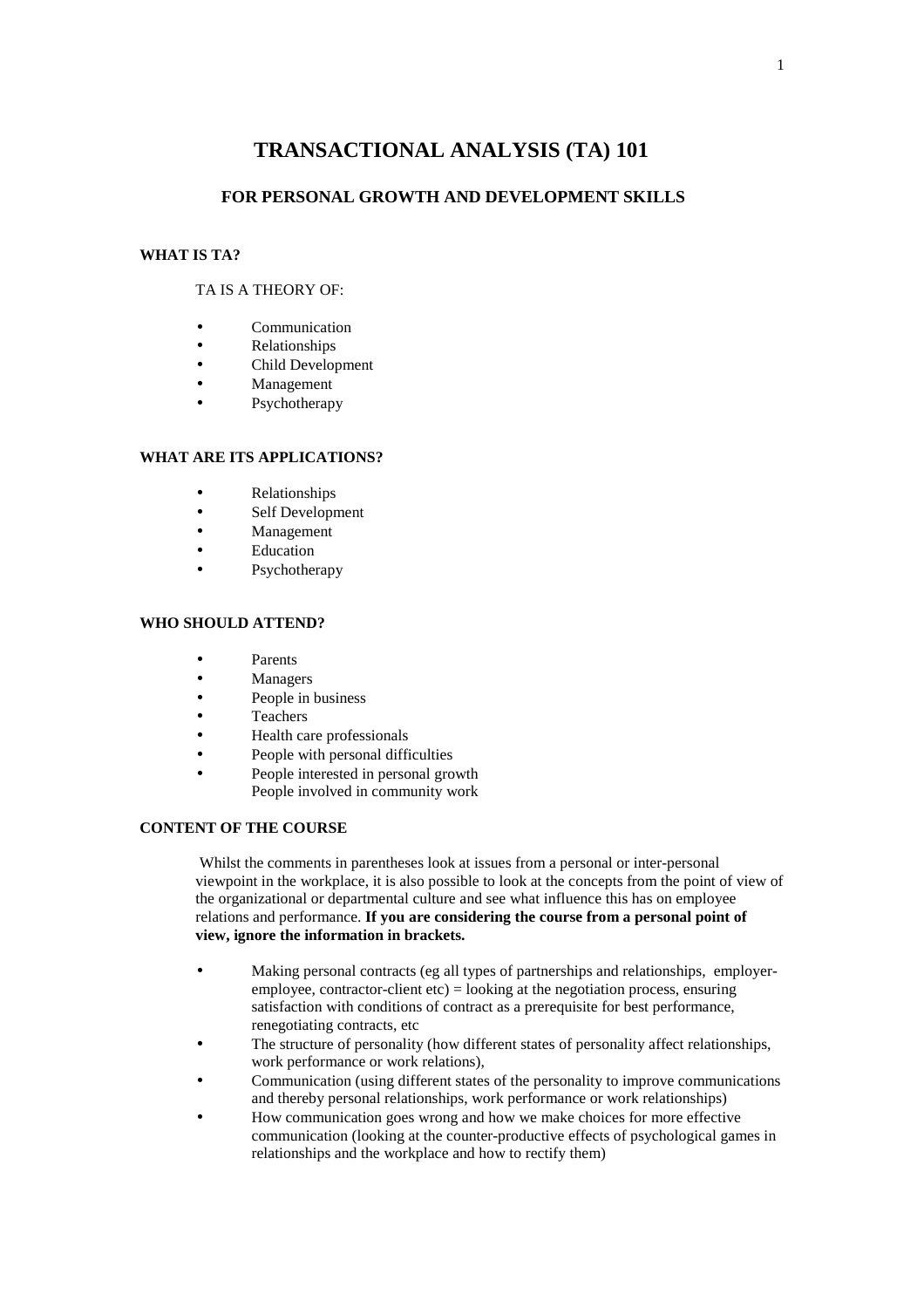# TRANSACTIONAL ANALYSIS (TA) 101

## FOR PERSONAL GROWTH AND DEVELOPMENT SKILLS

### WHAT IS TA?

TA IS A THEORY OF:

- Communication
- Relationships
- Child Development
- Management
- Psychotherapy

### WHAT ARE ITS APPLICATIONS?

- Relationships
- Self Development
- Management
- Education
- Psychotherapy

### WHO SHOULD ATTEND?

- Parents
- Managers
- People in business
- Teachers
- Health care professionals
- People with personal difficulties
- People interested in personal growth
  People involved in community work

### CONTENT OF THE COURSE

Whilst the comments in parentheses look at issues from a personal or inter-personal viewpoint in the workplace, it is also possible to look at the concepts from the point of view of the organizational or departmental culture and see what influence this has on employee relations and performance. **If you are considering the course from a personal point of view, ignore the information in brackets.**

- Making personal contracts (eg all types of partnerships and relationships, employer-employee, contractor-client etc) = looking at the negotiation process, ensuring satisfaction with conditions of contract as a prerequisite for best performance, renegotiating contracts, etc
- The structure of personality (how different states of personality affect relationships, work performance or work relations),
- Communication (using different states of the personality to improve communications and thereby personal relationships, work performance or work relationships)
- How communication goes wrong and how we make choices for more effective communication (looking at the counter-productive effects of psychological games in relationships and the workplace and how to rectify them)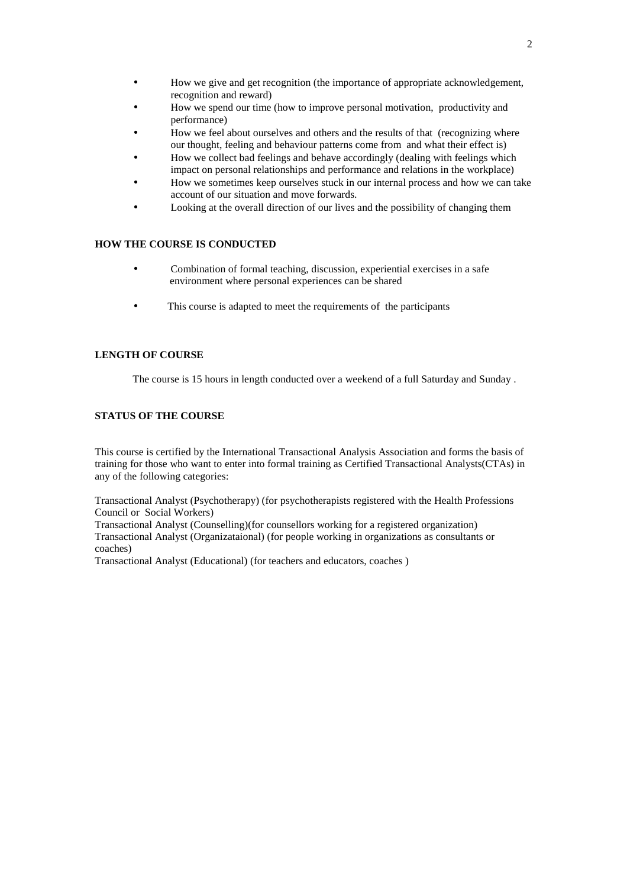- How we give and get recognition (the importance of appropriate acknowledgement, recognition and reward)
- How we spend our time (how to improve personal motivation, productivity and performance)
- How we feel about ourselves and others and the results of that (recognizing where our thought, feeling and behaviour patterns come from and what their effect is)
- How we collect bad feelings and behave accordingly (dealing with feelings which impact on personal relationships and performance and relations in the workplace)
- How we sometimes keep ourselves stuck in our internal process and how we can take account of our situation and move forwards.
- Looking at the overall direction of our lives and the possibility of changing them

**HOW THE COURSE IS CONDUCTED**

- Combination of formal teaching, discussion, experiential exercises in a safe environment where personal experiences can be shared
- This course is adapted to meet the requirements of the participants

**LENGTH OF COURSE**

The course is 15 hours in length conducted over a weekend of a full Saturday and Sunday .

**STATUS OF THE COURSE**

This course is certified by the International Transactional Analysis Association and forms the basis of training for those who want to enter into formal training as Certified Transactional Analysts(CTAs) in any of the following categories:

Transactional Analyst (Psychotherapy) (for psychotherapists registered with the Health Professions Council or Social Workers)
Transactional Analyst (Counselling)(for counsellors working for a registered organization)
Transactional Analyst (Organizataional) (for people working in organizations as consultants or coaches)
Transactional Analyst (Educational) (for teachers and educators, coaches )